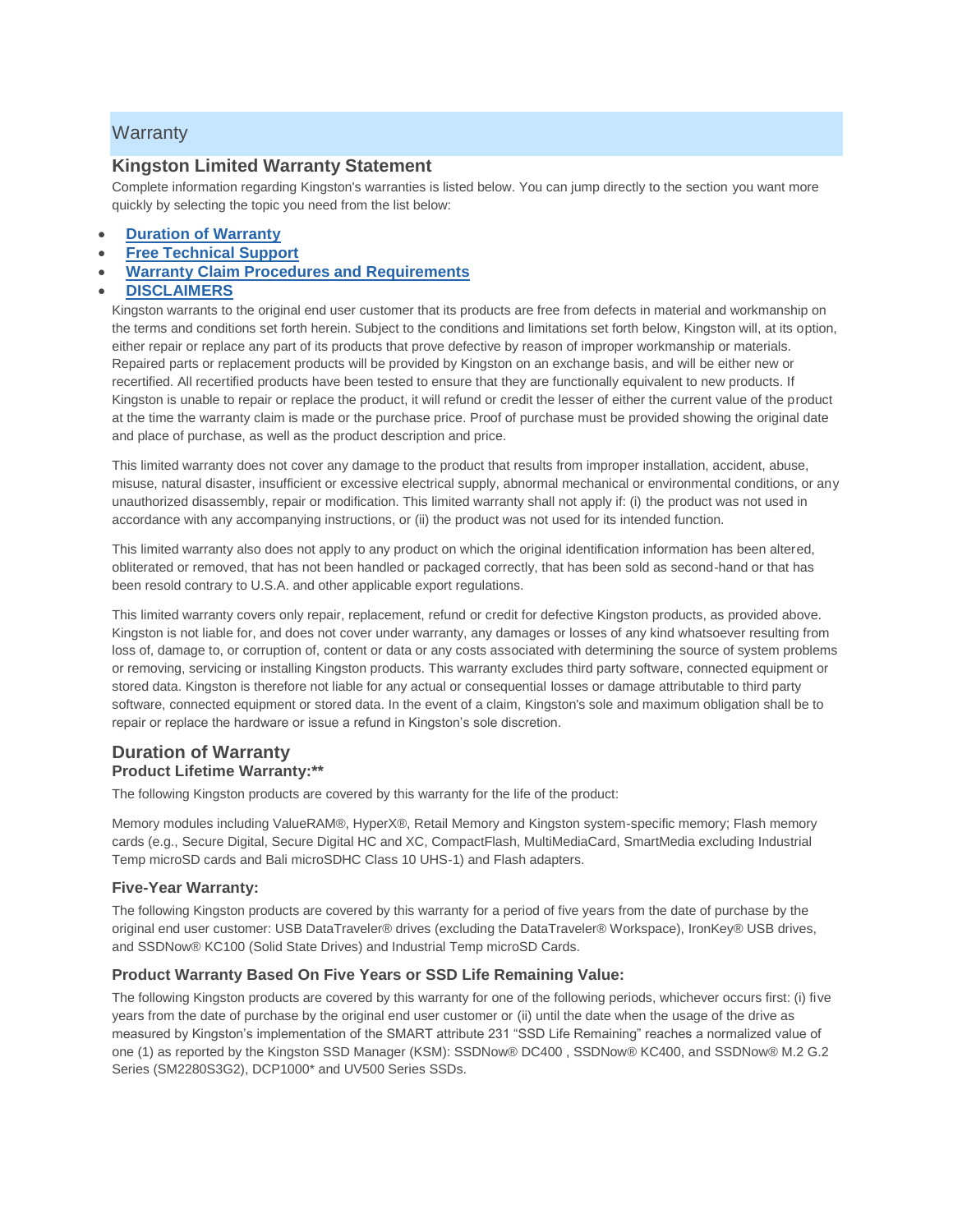# Warranty

## Kingston Limited Warranty Statement

Complete information regarding Kingston's warranties is listed below. You can jump directly to the section you want more quickly by selecting the topic you need from the list below:

- **Duration of Warranty**
- **Free Technical Support**
- **Warranty Claim Procedures and Requirements**
- **DISCLAIMERS**

Kingston warrants to the original end user customer that its products are free from defects in material and workmanship on the terms and conditions set forth herein. Subject to the conditions and limitations set forth below, Kingston will, at its option, either repair or replace any part of its products that prove defective by reason of improper workmanship or materials. Repaired parts or replacement products will be provided by Kingston on an exchange basis, and will be either new or recertified. All recertified products have been tested to ensure that they are functionally equivalent to new products. If Kingston is unable to repair or replace the product, it will refund or credit the lesser of either the current value of the product at the time the warranty claim is made or the purchase price. Proof of purchase must be provided showing the original date and place of purchase, as well as the product description and price.

This limited warranty does not cover any damage to the product that results from improper installation, accident, abuse, misuse, natural disaster, insufficient or excessive electrical supply, abnormal mechanical or environmental conditions, or any unauthorized disassembly, repair or modification. This limited warranty shall not apply if: (i) the product was not used in accordance with any accompanying instructions, or (ii) the product was not used for its intended function.

This limited warranty also does not apply to any product on which the original identification information has been altered, obliterated or removed, that has not been handled or packaged correctly, that has been sold as second-hand or that has been resold contrary to U.S.A. and other applicable export regulations.

This limited warranty covers only repair, replacement, refund or credit for defective Kingston products, as provided above. Kingston is not liable for, and does not cover under warranty, any damages or losses of any kind whatsoever resulting from loss of, damage to, or corruption of, content or data or any costs associated with determining the source of system problems or removing, servicing or installing Kingston products. This warranty excludes third party software, connected equipment or stored data. Kingston is therefore not liable for any actual or consequential losses or damage attributable to third party software, connected equipment or stored data. In the event of a claim, Kingston's sole and maximum obligation shall be to repair or replace the hardware or issue a refund in Kingston's sole discretion.

## Duration of Warranty

### Product Lifetime Warranty:**

The following Kingston products are covered by this warranty for the life of the product:

Memory modules including ValueRAM®, HyperX®, Retail Memory and Kingston system-specific memory; Flash memory cards (e.g., Secure Digital, Secure Digital HC and XC, CompactFlash, MultiMediaCard, SmartMedia excluding Industrial Temp microSD cards and Bali microSDHC Class 10 UHS-1) and Flash adapters.

### Five-Year Warranty:

The following Kingston products are covered by this warranty for a period of five years from the date of purchase by the original end user customer: USB DataTraveler® drives (excluding the DataTraveler® Workspace), IronKey® USB drives, and SSDNow® KC100 (Solid State Drives) and Industrial Temp microSD Cards.

### Product Warranty Based On Five Years or SSD Life Remaining Value:

The following Kingston products are covered by this warranty for one of the following periods, whichever occurs first: (i) five years from the date of purchase by the original end user customer or (ii) until the date when the usage of the drive as measured by Kingston's implementation of the SMART attribute 231 "SSD Life Remaining" reaches a normalized value of one (1) as reported by the Kingston SSD Manager (KSM): SSDNow® DC400 , SSDNow® KC400, and SSDNow® M.2 G.2 Series (SM2280S3G2), DCP1000* and UV500 Series SSDs.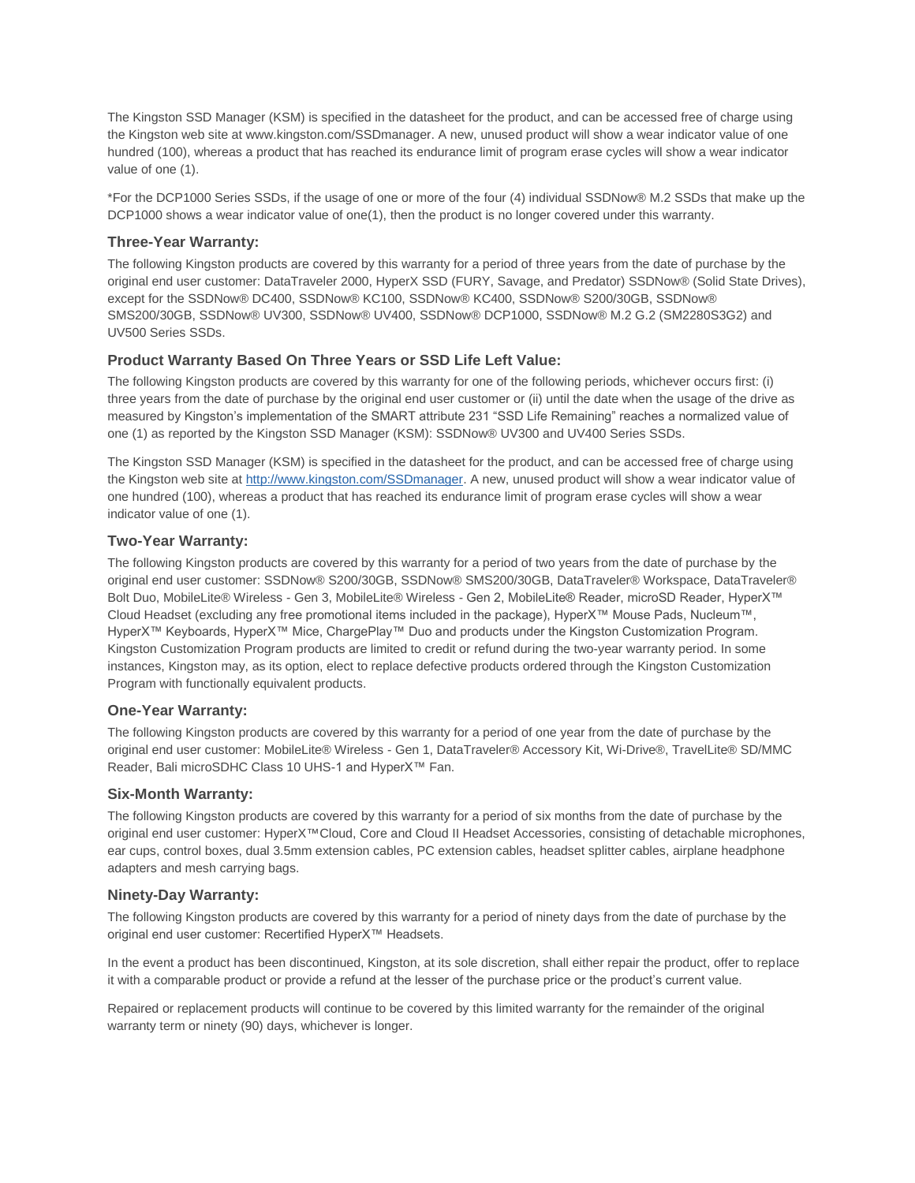The Kingston SSD Manager (KSM) is specified in the datasheet for the product, and can be accessed free of charge using the Kingston web site at www.kingston.com/SSDmanager. A new, unused product will show a wear indicator value of one hundred (100), whereas a product that has reached its endurance limit of program erase cycles will show a wear indicator value of one (1).

*For the DCP1000 Series SSDs, if the usage of one or more of the four (4) individual SSDNow® M.2 SSDs that make up the DCP1000 shows a wear indicator value of one(1), then the product is no longer covered under this warranty.

### Three-Year Warranty:

The following Kingston products are covered by this warranty for a period of three years from the date of purchase by the original end user customer: DataTraveler 2000, HyperX SSD (FURY, Savage, and Predator) SSDNow® (Solid State Drives), except for the SSDNow® DC400, SSDNow® KC100, SSDNow® KC400, SSDNow® S200/30GB, SSDNow® SMS200/30GB, SSDNow® UV300, SSDNow® UV400, SSDNow® DCP1000, SSDNow® M.2 G.2 (SM2280S3G2) and UV500 Series SSDs.

### Product Warranty Based On Three Years or SSD Life Left Value:

The following Kingston products are covered by this warranty for one of the following periods, whichever occurs first: (i) three years from the date of purchase by the original end user customer or (ii) until the date when the usage of the drive as measured by Kingston's implementation of the SMART attribute 231 "SSD Life Remaining" reaches a normalized value of one (1) as reported by the Kingston SSD Manager (KSM): SSDNow® UV300 and UV400 Series SSDs.

The Kingston SSD Manager (KSM) is specified in the datasheet for the product, and can be accessed free of charge using the Kingston web site at [http://www.kingston.com/SSDmanager](http://www.kingston.com/SSDmanager). A new, unused product will show a wear indicator value of one hundred (100), whereas a product that has reached its endurance limit of program erase cycles will show a wear indicator value of one (1).

### Two-Year Warranty:

The following Kingston products are covered by this warranty for a period of two years from the date of purchase by the original end user customer: SSDNow® S200/30GB, SSDNow® SMS200/30GB, DataTraveler® Workspace, DataTraveler® Bolt Duo, MobileLite® Wireless - Gen 3, MobileLite® Wireless - Gen 2, MobileLite® Reader, microSD Reader, HyperX™ Cloud Headset (excluding any free promotional items included in the package), HyperX™ Mouse Pads, Nucleum™, HyperX™ Keyboards, HyperX™ Mice, ChargePlay™ Duo and products under the Kingston Customization Program. Kingston Customization Program products are limited to credit or refund during the two-year warranty period. In some instances, Kingston may, as its option, elect to replace defective products ordered through the Kingston Customization Program with functionally equivalent products.

### One-Year Warranty:

The following Kingston products are covered by this warranty for a period of one year from the date of purchase by the original end user customer: MobileLite® Wireless - Gen 1, DataTraveler® Accessory Kit, Wi-Drive®, TravelLite® SD/MMC Reader, Bali microSDHC Class 10 UHS-1 and HyperX™ Fan.

### Six-Month Warranty:

The following Kingston products are covered by this warranty for a period of six months from the date of purchase by the original end user customer: HyperX™Cloud, Core and Cloud II Headset Accessories, consisting of detachable microphones, ear cups, control boxes, dual 3.5mm extension cables, PC extension cables, headset splitter cables, airplane headphone adapters and mesh carrying bags.

### Ninety-Day Warranty:

The following Kingston products are covered by this warranty for a period of ninety days from the date of purchase by the original end user customer: Recertified HyperX™ Headsets.

In the event a product has been discontinued, Kingston, at its sole discretion, shall either repair the product, offer to replace it with a comparable product or provide a refund at the lesser of the purchase price or the product's current value.

Repaired or replacement products will continue to be covered by this limited warranty for the remainder of the original warranty term or ninety (90) days, whichever is longer.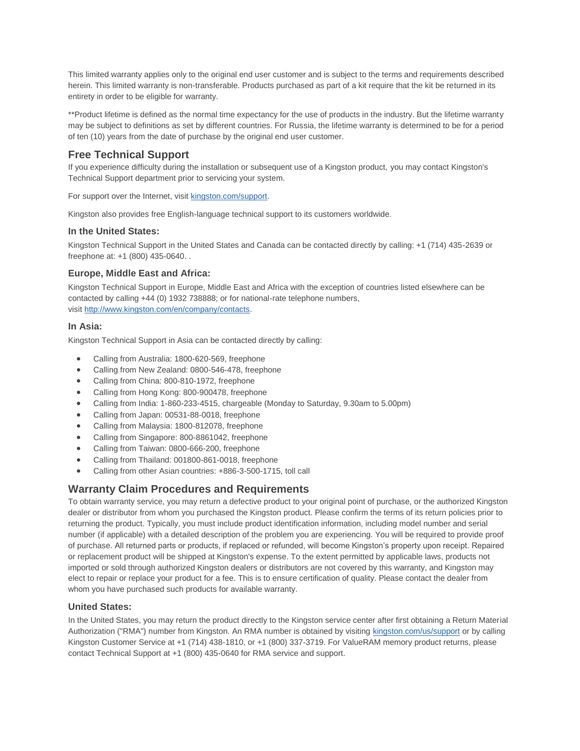This limited warranty applies only to the original end user customer and is subject to the terms and requirements described herein. This limited warranty is non-transferable. Products purchased as part of a kit require that the kit be returned in its entirety in order to be eligible for warranty.

**Product lifetime is defined as the normal time expectancy for the use of products in the industry. But the lifetime warranty may be subject to definitions as set by different countries. For Russia, the lifetime warranty is determined to be for a period of ten (10) years from the date of purchase by the original end user customer.

## Free Technical Support

If you experience difficulty during the installation or subsequent use of a Kingston product, you may contact Kingston's Technical Support department prior to servicing your system.

For support over the Internet, visit [kingston.com/support](kingston.com/support).

Kingston also provides free English-language technical support to its customers worldwide.

### In the United States:

Kingston Technical Support in the United States and Canada can be contacted directly by calling: +1 (714) 435-2639 or freephone at: +1 (800) 435-0640. .

### Europe, Middle East and Africa:

Kingston Technical Support in Europe, Middle East and Africa with the exception of countries listed elsewhere can be contacted by calling +44 (0) 1932 738888; or for national-rate telephone numbers, visit [http://www.kingston.com/en/company/contacts](http://www.kingston.com/en/company/contacts).

### In Asia:

Kingston Technical Support in Asia can be contacted directly by calling:

- Calling from Australia: 1800-620-569, freephone
- Calling from New Zealand: 0800-546-478, freephone
- Calling from China: 800-810-1972, freephone
- Calling from Hong Kong: 800-900478, freephone
- Calling from India: 1-860-233-4515, chargeable (Monday to Saturday, 9.30am to 5.00pm)
- Calling from Japan: 00531-88-0018, freephone
- Calling from Malaysia: 1800-812078, freephone
- Calling from Singapore: 800-8861042, freephone
- Calling from Taiwan: 0800-666-200, freephone
- Calling from Thailand: 001800-861-0018, freephone
- Calling from other Asian countries: +886-3-500-1715, toll call

## Warranty Claim Procedures and Requirements

To obtain warranty service, you may return a defective product to your original point of purchase, or the authorized Kingston dealer or distributor from whom you purchased the Kingston product. Please confirm the terms of its return policies prior to returning the product. Typically, you must include product identification information, including model number and serial number (if applicable) with a detailed description of the problem you are experiencing. You will be required to provide proof of purchase. All returned parts or products, if replaced or refunded, will become Kingston's property upon receipt. Repaired or replacement product will be shipped at Kingston's expense. To the extent permitted by applicable laws, products not imported or sold through authorized Kingston dealers or distributors are not covered by this warranty, and Kingston may elect to repair or replace your product for a fee. This is to ensure certification of quality. Please contact the dealer from whom you have purchased such products for available warranty.

### United States:

In the United States, you may return the product directly to the Kingston service center after first obtaining a Return Material Authorization ("RMA") number from Kingston. An RMA number is obtained by visiting [kingston.com/us/support](kingston.com/us/support) or by calling Kingston Customer Service at +1 (714) 438-1810, or +1 (800) 337-3719. For ValueRAM memory product returns, please contact Technical Support at +1 (800) 435-0640 for RMA service and support.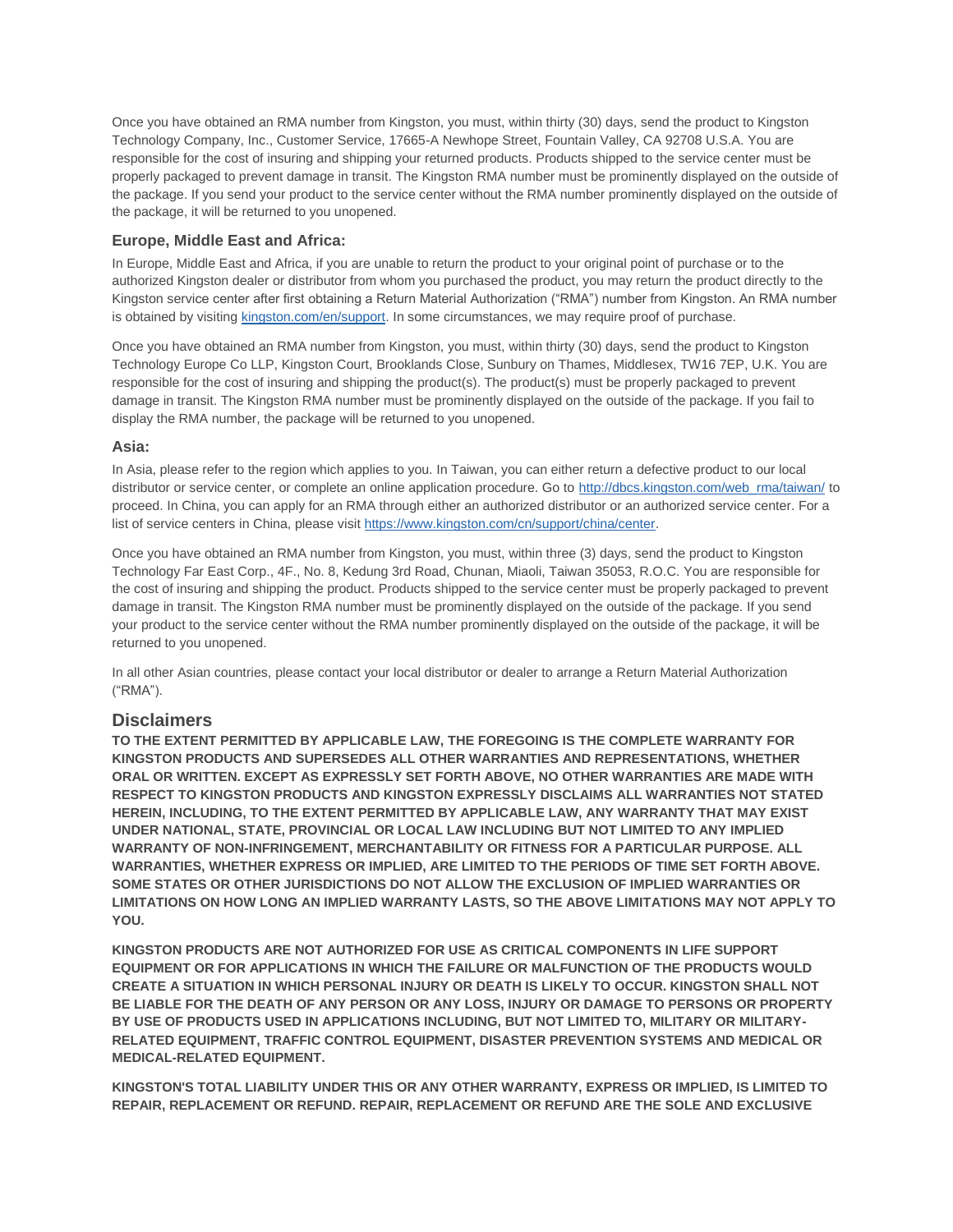Once you have obtained an RMA number from Kingston, you must, within thirty (30) days, send the product to Kingston Technology Company, Inc., Customer Service, 17665-A Newhope Street, Fountain Valley, CA 92708 U.S.A. You are responsible for the cost of insuring and shipping your returned products. Products shipped to the service center must be properly packaged to prevent damage in transit. The Kingston RMA number must be prominently displayed on the outside of the package. If you send your product to the service center without the RMA number prominently displayed on the outside of the package, it will be returned to you unopened.

### Europe, Middle East and Africa:

In Europe, Middle East and Africa, if you are unable to return the product to your original point of purchase or to the authorized Kingston dealer or distributor from whom you purchased the product, you may return the product directly to the Kingston service center after first obtaining a Return Material Authorization ("RMA") number from Kingston. An RMA number is obtained by visiting [kingston.com/en/support](kingston.com/en/support). In some circumstances, we may require proof of purchase.

Once you have obtained an RMA number from Kingston, you must, within thirty (30) days, send the product to Kingston Technology Europe Co LLP, Kingston Court, Brooklands Close, Sunbury on Thames, Middlesex, TW16 7EP, U.K. You are responsible for the cost of insuring and shipping the product(s). The product(s) must be properly packaged to prevent damage in transit. The Kingston RMA number must be prominently displayed on the outside of the package. If you fail to display the RMA number, the package will be returned to you unopened.

### Asia:

In Asia, please refer to the region which applies to you. In Taiwan, you can either return a defective product to our local distributor or service center, or complete an online application procedure. Go to http://dbcs.kingston.com/web_rma/taiwan/ to proceed. In China, you can apply for an RMA through either an authorized distributor or an authorized service center. For a list of service centers in China, please visit https://www.kingston.com/cn/support/china/center.

Once you have obtained an RMA number from Kingston, you must, within three (3) days, send the product to Kingston Technology Far East Corp., 4F., No. 8, Kedung 3rd Road, Chunan, Miaoli, Taiwan 35053, R.O.C. You are responsible for the cost of insuring and shipping the product. Products shipped to the service center must be properly packaged to prevent damage in transit. The Kingston RMA number must be prominently displayed on the outside of the package. If you send your product to the service center without the RMA number prominently displayed on the outside of the package, it will be returned to you unopened.

In all other Asian countries, please contact your local distributor or dealer to arrange a Return Material Authorization ("RMA").

## Disclaimers

**TO THE EXTENT PERMITTED BY APPLICABLE LAW, THE FOREGOING IS THE COMPLETE WARRANTY FOR KINGSTON PRODUCTS AND SUPERSEDES ALL OTHER WARRANTIES AND REPRESENTATIONS, WHETHER ORAL OR WRITTEN. EXCEPT AS EXPRESSLY SET FORTH ABOVE, NO OTHER WARRANTIES ARE MADE WITH RESPECT TO KINGSTON PRODUCTS AND KINGSTON EXPRESSLY DISCLAIMS ALL WARRANTIES NOT STATED HEREIN, INCLUDING, TO THE EXTENT PERMITTED BY APPLICABLE LAW, ANY WARRANTY THAT MAY EXIST UNDER NATIONAL, STATE, PROVINCIAL OR LOCAL LAW INCLUDING BUT NOT LIMITED TO ANY IMPLIED WARRANTY OF NON-INFRINGEMENT, MERCHANTABILITY OR FITNESS FOR A PARTICULAR PURPOSE. ALL WARRANTIES, WHETHER EXPRESS OR IMPLIED, ARE LIMITED TO THE PERIODS OF TIME SET FORTH ABOVE. SOME STATES OR OTHER JURISDICTIONS DO NOT ALLOW THE EXCLUSION OF IMPLIED WARRANTIES OR LIMITATIONS ON HOW LONG AN IMPLIED WARRANTY LASTS, SO THE ABOVE LIMITATIONS MAY NOT APPLY TO YOU.**

**KINGSTON PRODUCTS ARE NOT AUTHORIZED FOR USE AS CRITICAL COMPONENTS IN LIFE SUPPORT EQUIPMENT OR FOR APPLICATIONS IN WHICH THE FAILURE OR MALFUNCTION OF THE PRODUCTS WOULD CREATE A SITUATION IN WHICH PERSONAL INJURY OR DEATH IS LIKELY TO OCCUR. KINGSTON SHALL NOT BE LIABLE FOR THE DEATH OF ANY PERSON OR ANY LOSS, INJURY OR DAMAGE TO PERSONS OR PROPERTY BY USE OF PRODUCTS USED IN APPLICATIONS INCLUDING, BUT NOT LIMITED TO, MILITARY OR MILITARY-RELATED EQUIPMENT, TRAFFIC CONTROL EQUIPMENT, DISASTER PREVENTION SYSTEMS AND MEDICAL OR MEDICAL-RELATED EQUIPMENT.**

**KINGSTON'S TOTAL LIABILITY UNDER THIS OR ANY OTHER WARRANTY, EXPRESS OR IMPLIED, IS LIMITED TO REPAIR, REPLACEMENT OR REFUND. REPAIR, REPLACEMENT OR REFUND ARE THE SOLE AND EXCLUSIVE**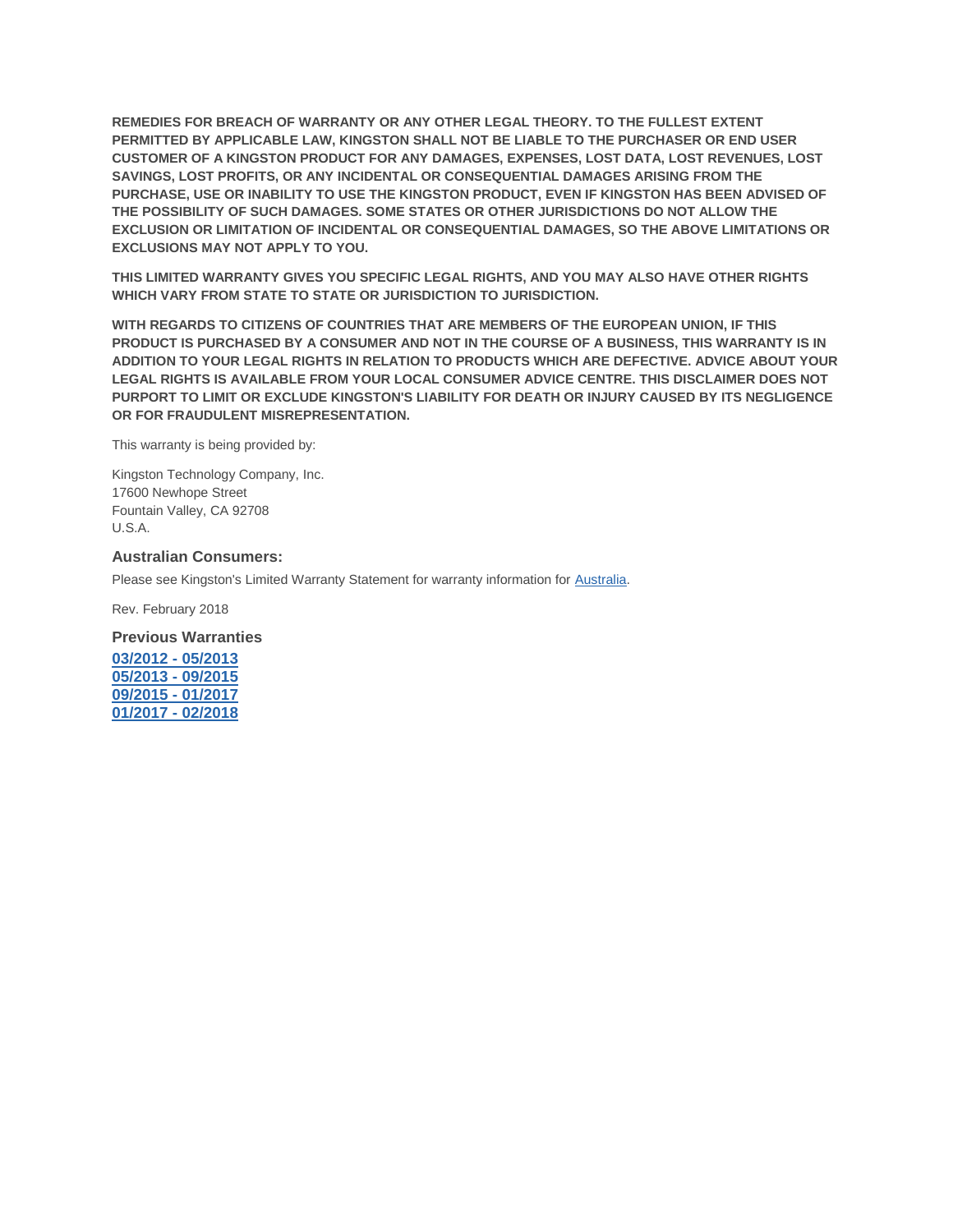**REMEDIES FOR BREACH OF WARRANTY OR ANY OTHER LEGAL THEORY. TO THE FULLEST EXTENT PERMITTED BY APPLICABLE LAW, KINGSTON SHALL NOT BE LIABLE TO THE PURCHASER OR END USER CUSTOMER OF A KINGSTON PRODUCT FOR ANY DAMAGES, EXPENSES, LOST DATA, LOST REVENUES, LOST SAVINGS, LOST PROFITS, OR ANY INCIDENTAL OR CONSEQUENTIAL DAMAGES ARISING FROM THE PURCHASE, USE OR INABILITY TO USE THE KINGSTON PRODUCT, EVEN IF KINGSTON HAS BEEN ADVISED OF THE POSSIBILITY OF SUCH DAMAGES. SOME STATES OR OTHER JURISDICTIONS DO NOT ALLOW THE EXCLUSION OR LIMITATION OF INCIDENTAL OR CONSEQUENTIAL DAMAGES, SO THE ABOVE LIMITATIONS OR EXCLUSIONS MAY NOT APPLY TO YOU.**

**THIS LIMITED WARRANTY GIVES YOU SPECIFIC LEGAL RIGHTS, AND YOU MAY ALSO HAVE OTHER RIGHTS WHICH VARY FROM STATE TO STATE OR JURISDICTION TO JURISDICTION.**

**WITH REGARDS TO CITIZENS OF COUNTRIES THAT ARE MEMBERS OF THE EUROPEAN UNION, IF THIS PRODUCT IS PURCHASED BY A CONSUMER AND NOT IN THE COURSE OF A BUSINESS, THIS WARRANTY IS IN ADDITION TO YOUR LEGAL RIGHTS IN RELATION TO PRODUCTS WHICH ARE DEFECTIVE. ADVICE ABOUT YOUR LEGAL RIGHTS IS AVAILABLE FROM YOUR LOCAL CONSUMER ADVICE CENTRE. THIS DISCLAIMER DOES NOT PURPORT TO LIMIT OR EXCLUDE KINGSTON'S LIABILITY FOR DEATH OR INJURY CAUSED BY ITS NEGLIGENCE OR FOR FRAUDULENT MISREPRESENTATION.**

This warranty is being provided by:

Kingston Technology Company, Inc.
17600 Newhope Street
Fountain Valley, CA 92708
U.S.A.

### Australian Consumers:

Please see Kingston's Limited Warranty Statement for warranty information for Australia.

Rev. February 2018

### Previous Warranties

**03/2012 - 05/2013**
**05/2013 - 09/2015**
**09/2015 - 01/2017**
**01/2017 - 02/2018**